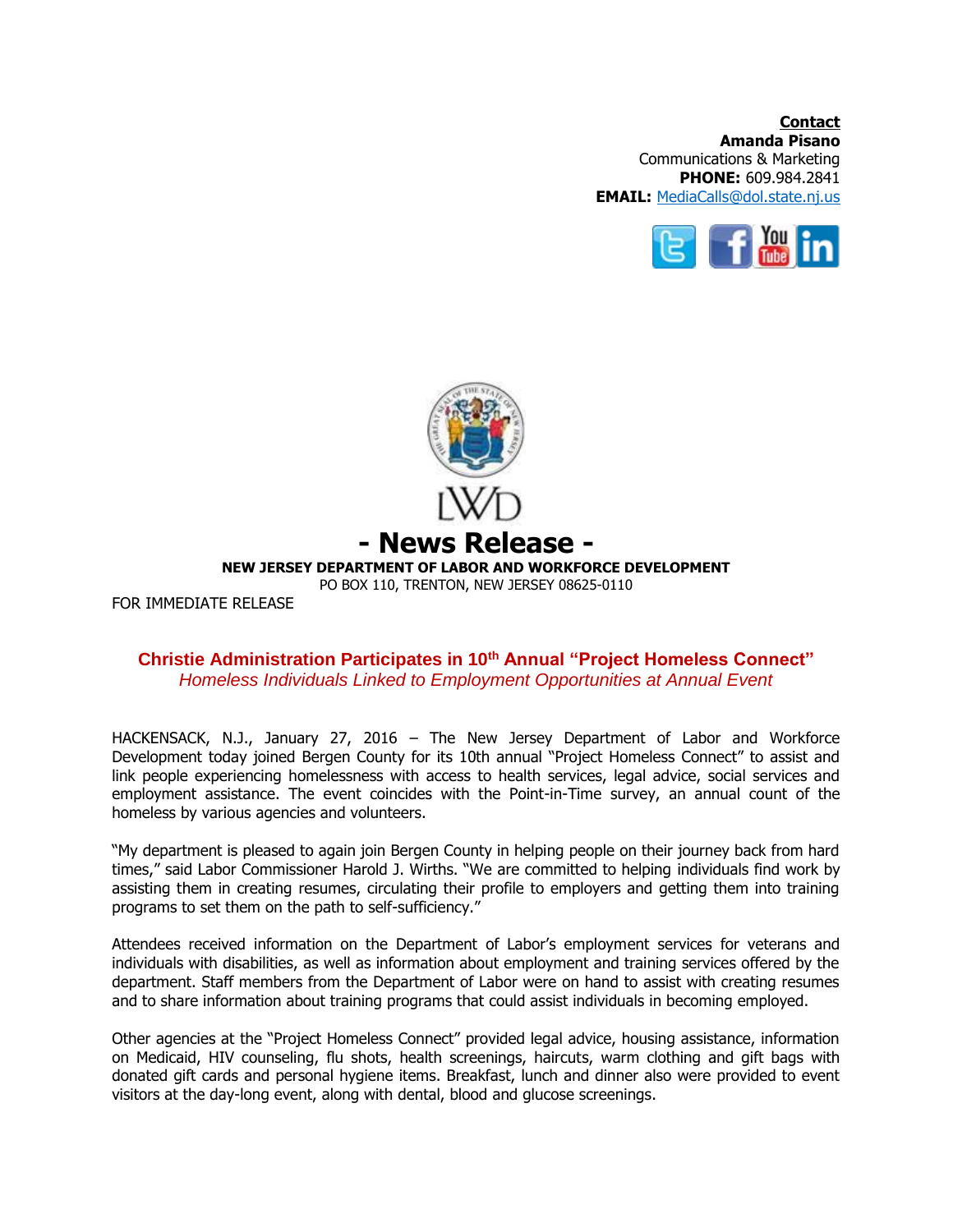**Contact**
**Amanda Pisano**
Communications & Marketing
**PHONE:** 609.984.2841
**EMAIL:** MediaCalls@dol.state.nj.us

LWD

# - News Release -

**NEW JERSEY DEPARTMENT OF LABOR AND WORKFORCE DEVELOPMENT**
PO BOX 110, TRENTON, NEW JERSEY 08625-0110

FOR IMMEDIATE RELEASE

## Christie Administration Participates in 10th Annual "Project Homeless Connect"

*Homeless Individuals Linked to Employment Opportunities at Annual Event*

HACKENSACK, N.J., January 27, 2016 – The New Jersey Department of Labor and Workforce Development today joined Bergen County for its 10th annual "Project Homeless Connect" to assist and link people experiencing homelessness with access to health services, legal advice, social services and employment assistance. The event coincides with the Point-in-Time survey, an annual count of the homeless by various agencies and volunteers.

"My department is pleased to again join Bergen County in helping people on their journey back from hard times," said Labor Commissioner Harold J. Wirths. "We are committed to helping individuals find work by assisting them in creating resumes, circulating their profile to employers and getting them into training programs to set them on the path to self-sufficiency."

Attendees received information on the Department of Labor's employment services for veterans and individuals with disabilities, as well as information about employment and training services offered by the department. Staff members from the Department of Labor were on hand to assist with creating resumes and to share information about training programs that could assist individuals in becoming employed.

Other agencies at the "Project Homeless Connect" provided legal advice, housing assistance, information on Medicaid, HIV counseling, flu shots, health screenings, haircuts, warm clothing and gift bags with donated gift cards and personal hygiene items. Breakfast, lunch and dinner also were provided to event visitors at the day-long event, along with dental, blood and glucose screenings.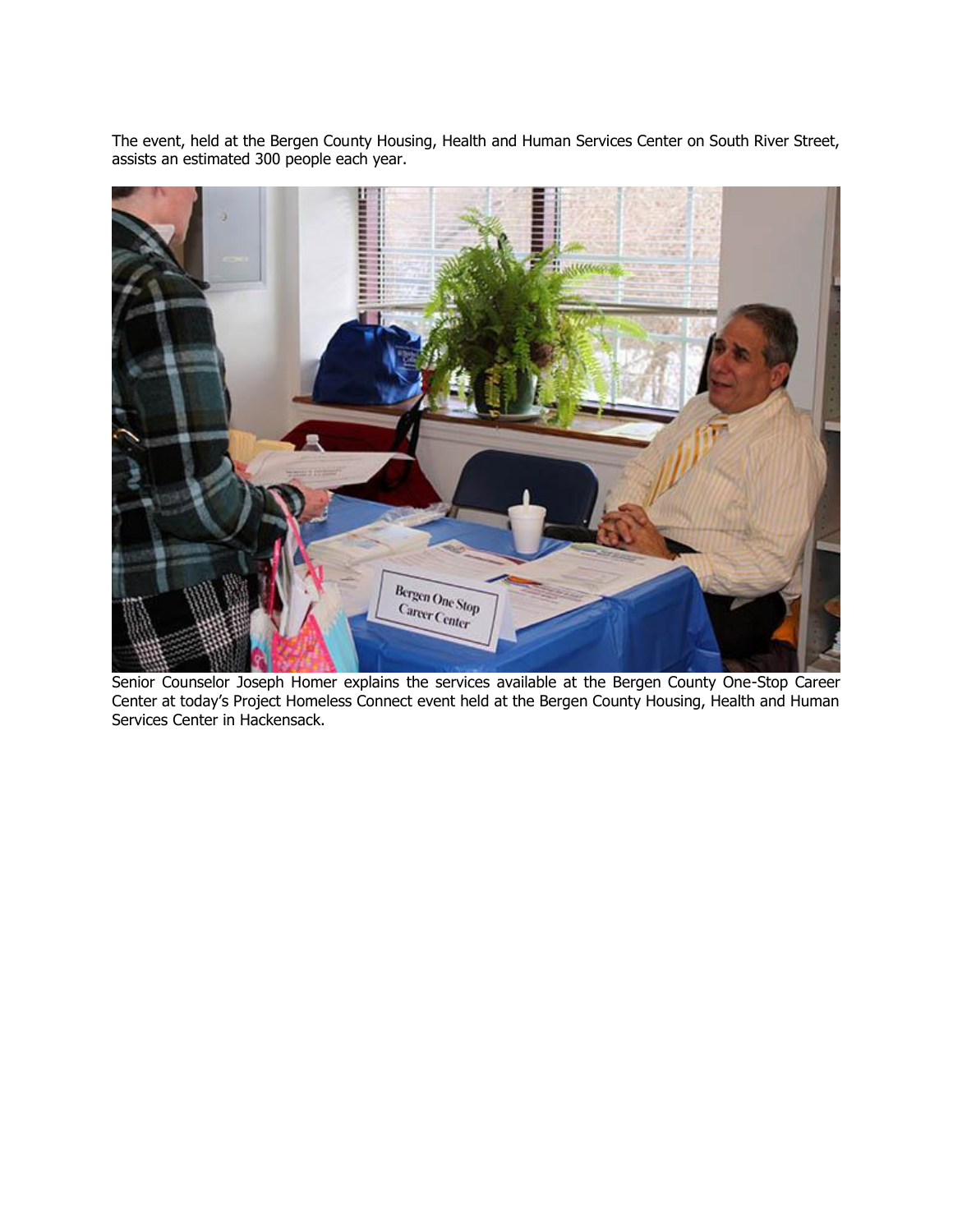The event, held at the Bergen County Housing, Health and Human Services Center on South River Street, assists an estimated 300 people each year.

Senior Counselor Joseph Homer explains the services available at the Bergen County One-Stop Career Center at today's Project Homeless Connect event held at the Bergen County Housing, Health and Human Services Center in Hackensack.